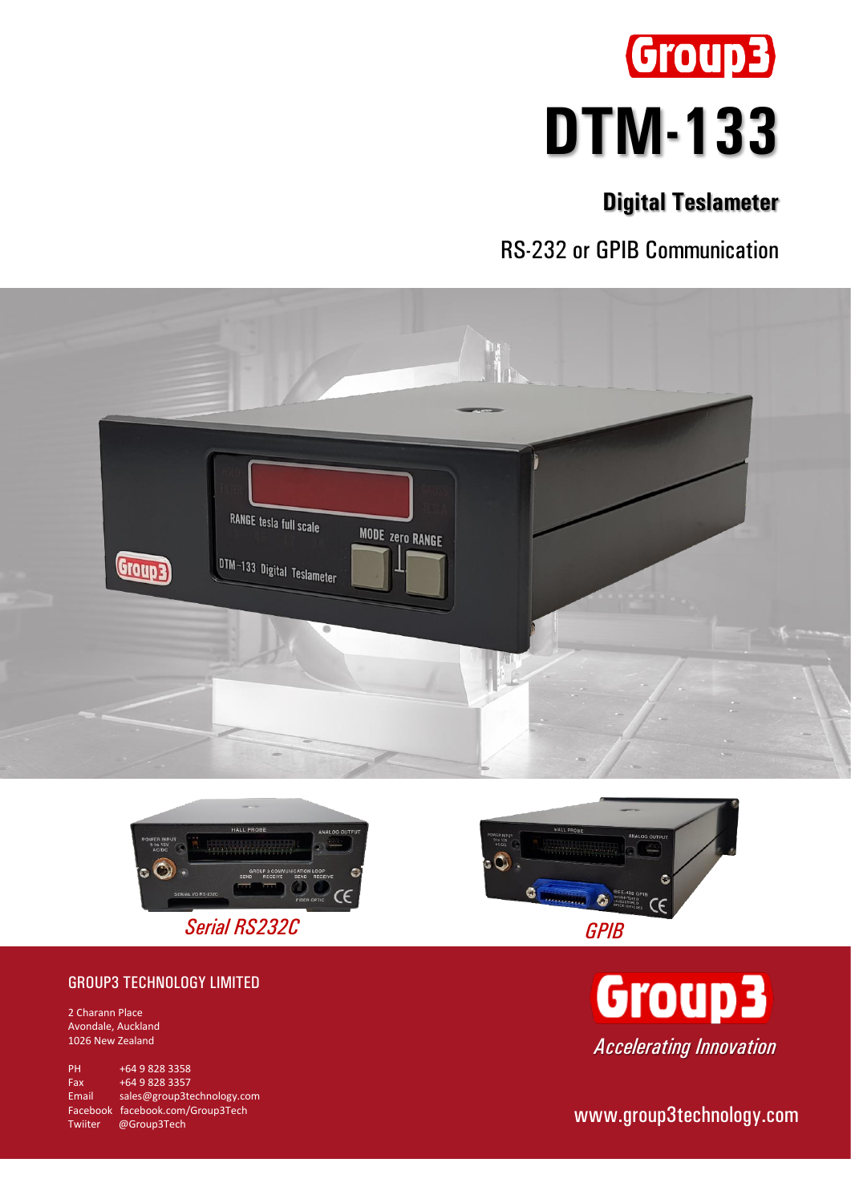# Group3

# DTM-133

## Digital Teslameter

RS-232 or GPIB Communication

*Serial RS232C*

*GPIB*

GROUP3 TECHNOLOGY LIMITED

2 Charann Place
Avondale, Auckland
1026 New Zealand

PH +64 9 828 3358
Fax +64 9 828 3357
Email sales@group3technology.com
Facebook facebook.com/Group3Tech
Twiiter @Group3Tech

Group3

*Accelerating Innovation*

www.group3technology.com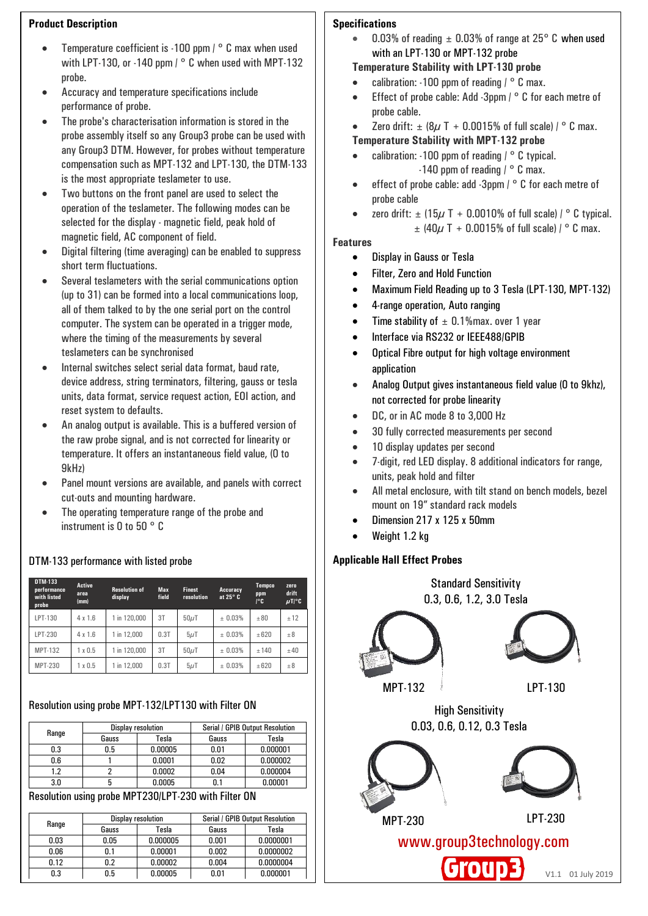## Product Description

- Temperature coefficient is -100 ppm / ° C max when used with LPT-130, or -140 ppm / ° C when used with MPT-132 probe.
- Accuracy and temperature specifications include performance of probe.
- The probe's characterisation information is stored in the probe assembly itself so any Group3 probe can be used with any Group3 DTM. However, for probes without temperature compensation such as MPT-132 and LPT-130, the DTM-133 is the most appropriate teslameter to use.
- Two buttons on the front panel are used to select the operation of the teslameter. The following modes can be selected for the display - magnetic field, peak hold of magnetic field, AC component of field.
- Digital filtering (time averaging) can be enabled to suppress short term fluctuations.
- Several teslameters with the serial communications option (up to 31) can be formed into a local communications loop, all of them talked to by the one serial port on the control computer. The system can be operated in a trigger mode, where the timing of the measurements by several teslameters can be synchronised
- Internal switches select serial data format, baud rate, device address, string terminators, filtering, gauss or tesla units, data format, service request action, EOI action, and reset system to defaults.
- An analog output is available. This is a buffered version of the raw probe signal, and is not corrected for linearity or temperature. It offers an instantaneous field value, (0 to 9kHz)
- Panel mount versions are available, and panels with correct cut-outs and mounting hardware.
- The operating temperature range of the probe and instrument is 0 to 50 ° C

### DTM-133 performance with listed probe

| DTM-133 performance with listed probe | Active area (mm) | Resolution of display | Max field | Finest resolution | Accuracy at 25° C | Tempco ppm /°C | zero drift $\mu$T/°C |
|---|---|---|---|---|---|---|---|
| LPT-130 | 4 x 1.6 | 1 in 120,000 | 3T | 50$\mu$T | ± 0.03% | ±80 | ±12 |
| LPT-230 | 4 x 1.6 | 1 in 12,000 | 0.3T | 5$\mu$T | ± 0.03% | ±620 | ±8 |
| MPT-132 | 1 x 0.5 | 1 in 120,000 | 3T | 50$\mu$T | ± 0.03% | ±140 | ±40 |
| MPT-230 | 1 x 0.5 | 1 in 12,000 | 0.3T | 5$\mu$T | ± 0.03% | ±620 | ±8 |

### Resolution using probe MPT-132/LPT130 with Filter ON

| Range | Display resolution | | Serial / GPIB Output Resolution | |
|---|---|---|---|---|
| | Gauss | Tesla | Gauss | Tesla |
| 0.3 | 0.5 | 0.00005 | 0.01 | 0.000001 |
| 0.6 | 1 | 0.0001 | 0.02 | 0.000002 |
| 1.2 | 2 | 0.0002 | 0.04 | 0.000004 |
| 3.0 | 5 | 0.0005 | 0.1 | 0.00001 |

### Resolution using probe MPT230/LPT-230 with Filter ON

| Range | Display resolution | | Serial / GPIB Output Resolution | |
|---|---|---|---|---|
| | Gauss | Tesla | Gauss | Tesla |
| 0.03 | 0.05 | 0.000005 | 0.001 | 0.0000001 |
| 0.06 | 0.1 | 0.00001 | 0.002 | 0.0000002 |
| 0.12 | 0.2 | 0.00002 | 0.004 | 0.0000004 |
| 0.3 | 0.5 | 0.00005 | 0.01 | 0.000001 |

## Specifications

- 0.03% of reading ± 0.03% of range at 25° C when used with an LPT-130 or MPT-132 probe

**Temperature Stability with LPT-130 probe**

- calibration: -100 ppm of reading / ° C max.
- Effect of probe cable: Add -3ppm / ° C for each metre of probe cable.
- Zero drift: ± (8$\mu$ T + 0.0015% of full scale) / ° C max.

**Temperature Stability with MPT-132 probe**

- calibration: -100 ppm of reading / ° C typical.
  -140 ppm of reading / ° C max.
- effect of probe cable: add -3ppm / ° C for each metre of probe cable
- zero drift: ± (15$\mu$ T + 0.0010% of full scale) / ° C typical.
  ± (40$\mu$ T + 0.0015% of full scale) / ° C max.

## Features

- Display in Gauss or Tesla
- Filter, Zero and Hold Function
- Maximum Field Reading up to 3 Tesla (LPT-130, MPT-132)
- 4-range operation, Auto ranging
- Time stability of ± 0.1%max. over 1 year
- Interface via RS232 or IEEE488/GPIB
- Optical Fibre output for high voltage environment application
- Analog Output gives instantaneous field value (0 to 9khz), not corrected for probe linearity
- DC, or in AC mode 8 to 3,000 Hz
- 30 fully corrected measurements per second
- 10 display updates per second
- 7-digit, red LED display. 8 additional indicators for range, units, peak hold and filter
- All metal enclosure, with tilt stand on bench models, bezel mount on 19" standard rack models
- Dimension 217 x 125 x 50mm
- Weight 1.2 kg

## Applicable Hall Effect Probes

Standard Sensitivity
0.3, 0.6, 1.2, 3.0 Tesla

MPT-132

LPT-130

High Sensitivity
0.03, 0.6, 0.12, 0.3 Tesla

MPT-230

LPT-230

www.group3technology.com

Group3

V1.1 01 July 2019